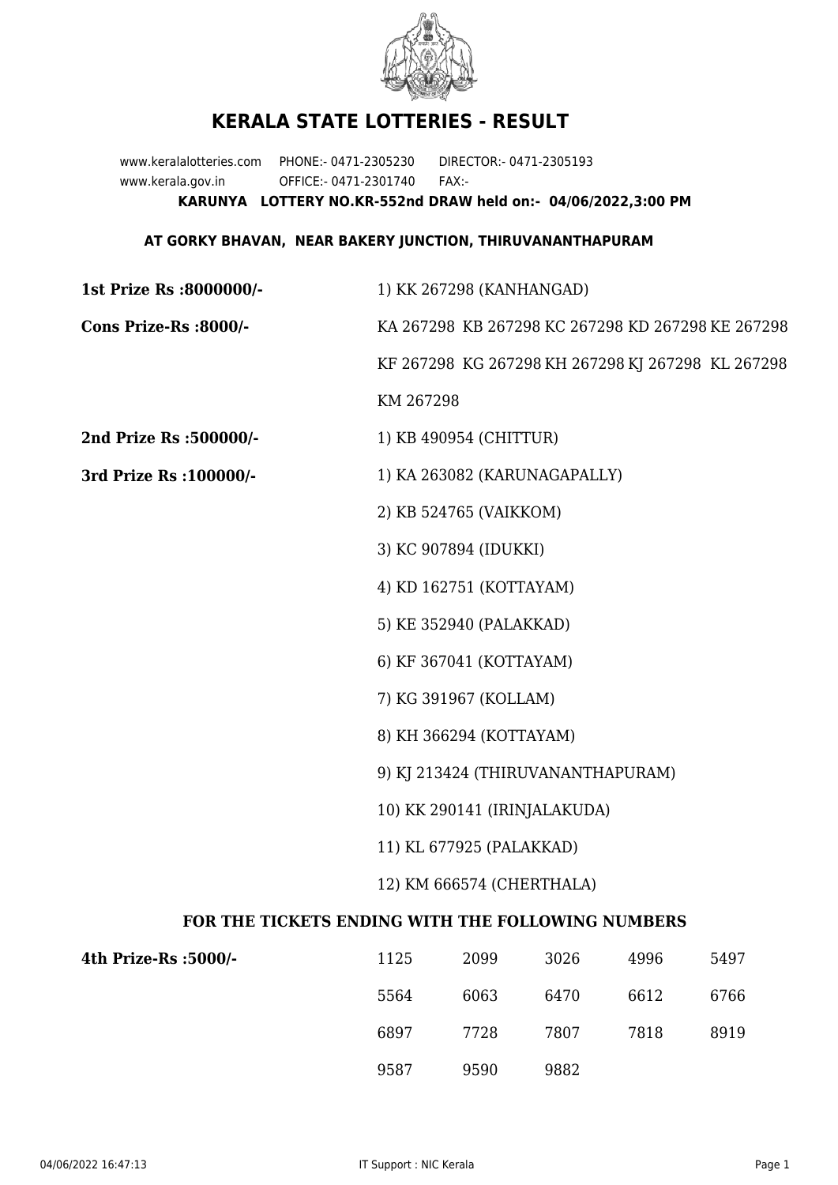# KERALA STATE LOTTERIES - RESULT

www.keralalotteries.com PHONE:- 0471-2305230 DIRECTOR:- 0471-2305193
www.kerala.gov.in OFFICE:- 0471-2301740 FAX:-

**KARUNYA LOTTERY NO.KR-552nd DRAW held on:- 04/06/2022,3:00 PM**

**AT GORKY BHAVAN, NEAR BAKERY JUNCTION, THIRUVANANTHAPURAM**

**1st Prize Rs :8000000/-** 1) KK 267298 (KANHANGAD)

**Cons Prize-Rs :8000/-** KA 267298 KB 267298 KC 267298 KD 267298 KE 267298 KF 267298 KG 267298 KH 267298 KJ 267298 KL 267298 KM 267298

**2nd Prize Rs :500000/-** 1) KB 490954 (CHITTUR)

**3rd Prize Rs :100000/-**

1) KA 263082 (KARUNAGAPALLY)
2) KB 524765 (VAIKKOM)
3) KC 907894 (IDUKKI)
4) KD 162751 (KOTTAYAM)
5) KE 352940 (PALAKKAD)
6) KF 367041 (KOTTAYAM)
7) KG 391967 (KOLLAM)
8) KH 366294 (KOTTAYAM)
9) KJ 213424 (THIRUVANANTHAPURAM)
10) KK 290141 (IRINJALAKUDA)
11) KL 677925 (PALAKKAD)
12) KM 666574 (CHERTHALA)

## FOR THE TICKETS ENDING WITH THE FOLLOWING NUMBERS

**4th Prize-Rs :5000/-**

| | | | | |
|---|---|---|---|---|
| 1125 | 2099 | 3026 | 4996 | 5497 |
| 5564 | 6063 | 6470 | 6612 | 6766 |
| 6897 | 7728 | 7807 | 7818 | 8919 |
| 9587 | 9590 | 9882 | | |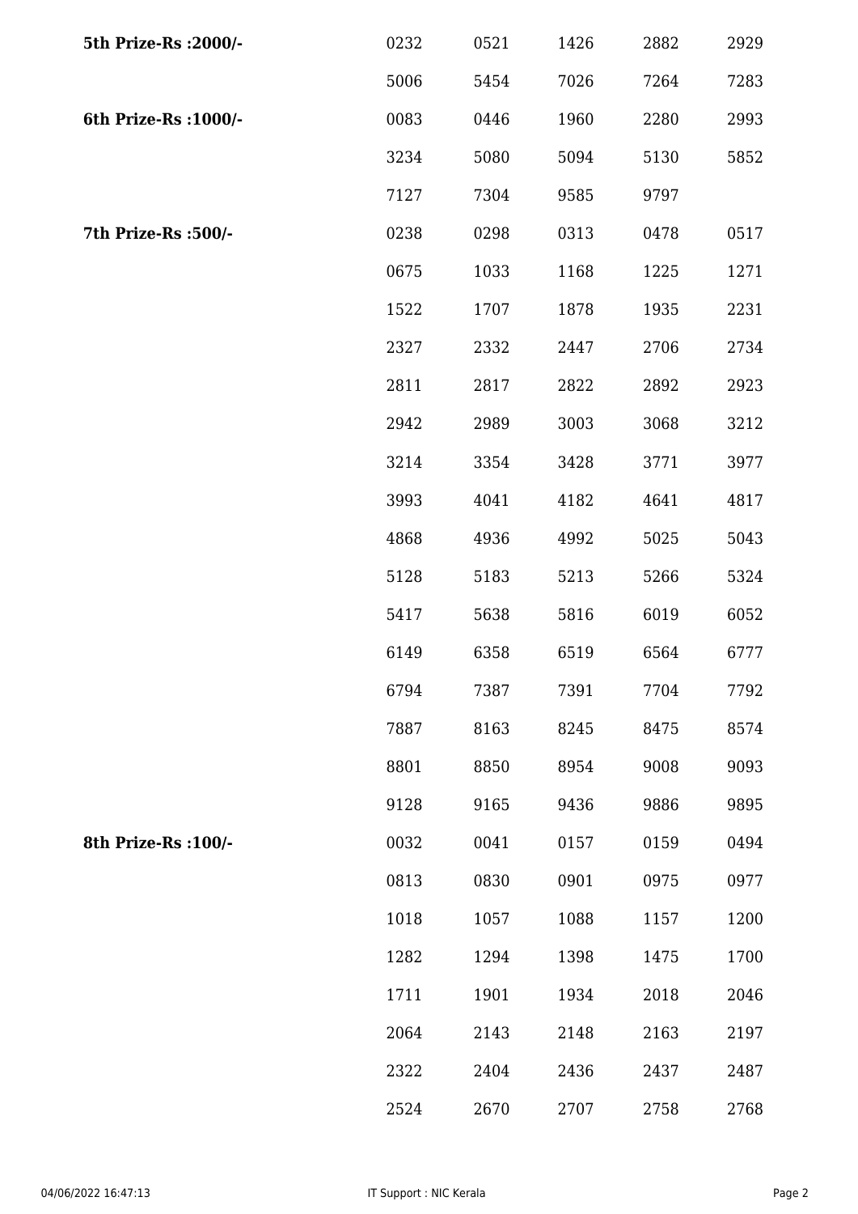| | | | | | |
|---|---|---|---|---|---|
| **5th Prize-Rs :2000/-** | 0232 | 0521 | 1426 | 2882 | 2929 |
| | 5006 | 5454 | 7026 | 7264 | 7283 |
| **6th Prize-Rs :1000/-** | 0083 | 0446 | 1960 | 2280 | 2993 |
| | 3234 | 5080 | 5094 | 5130 | 5852 |
| | 7127 | 7304 | 9585 | 9797 | |
| **7th Prize-Rs :500/-** | 0238 | 0298 | 0313 | 0478 | 0517 |
| | 0675 | 1033 | 1168 | 1225 | 1271 |
| | 1522 | 1707 | 1878 | 1935 | 2231 |
| | 2327 | 2332 | 2447 | 2706 | 2734 |
| | 2811 | 2817 | 2822 | 2892 | 2923 |
| | 2942 | 2989 | 3003 | 3068 | 3212 |
| | 3214 | 3354 | 3428 | 3771 | 3977 |
| | 3993 | 4041 | 4182 | 4641 | 4817 |
| | 4868 | 4936 | 4992 | 5025 | 5043 |
| | 5128 | 5183 | 5213 | 5266 | 5324 |
| | 5417 | 5638 | 5816 | 6019 | 6052 |
| | 6149 | 6358 | 6519 | 6564 | 6777 |
| | 6794 | 7387 | 7391 | 7704 | 7792 |
| | 7887 | 8163 | 8245 | 8475 | 8574 |
| | 8801 | 8850 | 8954 | 9008 | 9093 |
| | 9128 | 9165 | 9436 | 9886 | 9895 |
| **8th Prize-Rs :100/-** | 0032 | 0041 | 0157 | 0159 | 0494 |
| | 0813 | 0830 | 0901 | 0975 | 0977 |
| | 1018 | 1057 | 1088 | 1157 | 1200 |
| | 1282 | 1294 | 1398 | 1475 | 1700 |
| | 1711 | 1901 | 1934 | 2018 | 2046 |
| | 2064 | 2143 | 2148 | 2163 | 2197 |
| | 2322 | 2404 | 2436 | 2437 | 2487 |
| | 2524 | 2670 | 2707 | 2758 | 2768 |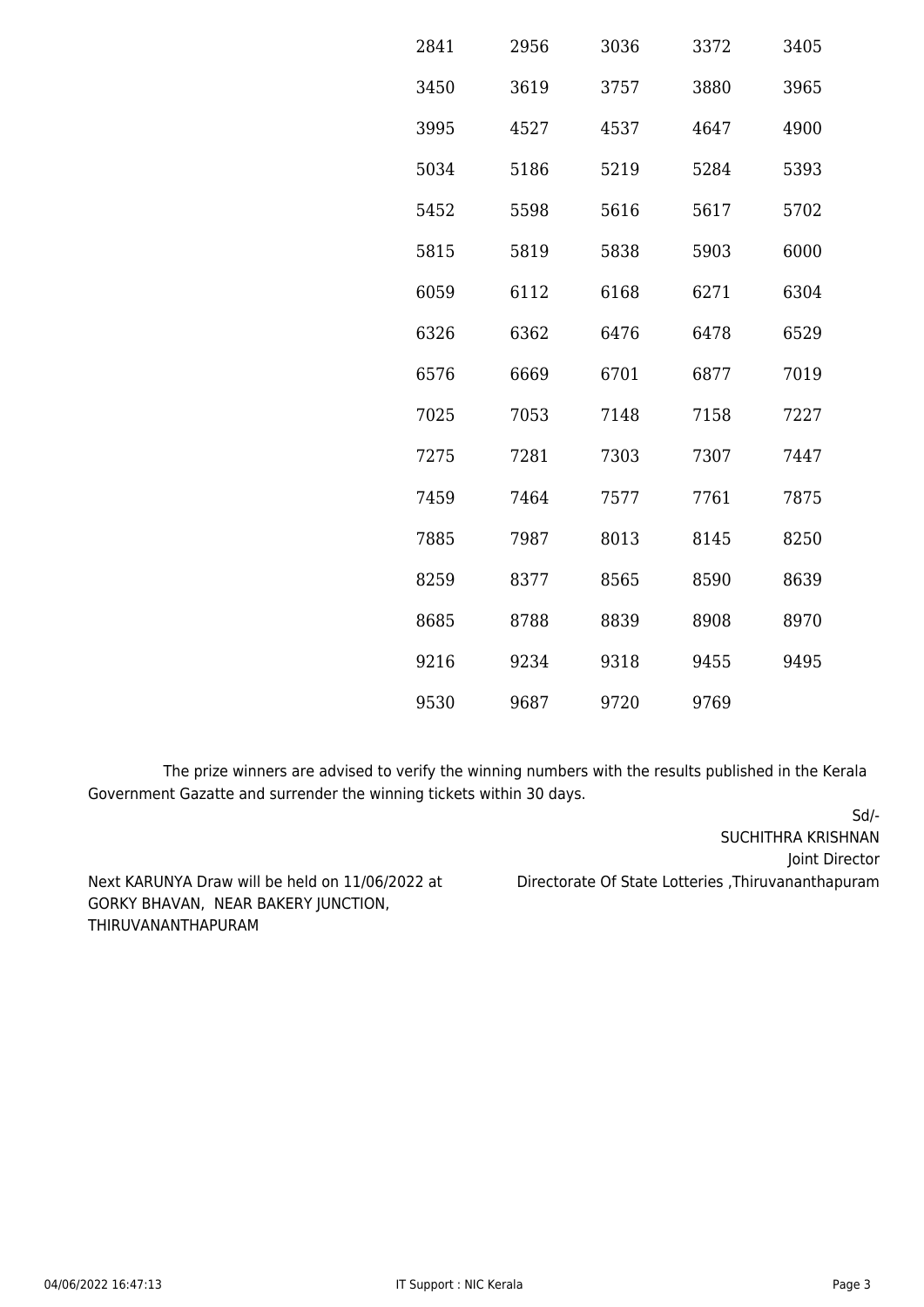| | | | | |
|---|---|---|---|---|
| 2841 | 2956 | 3036 | 3372 | 3405 |
| 3450 | 3619 | 3757 | 3880 | 3965 |
| 3995 | 4527 | 4537 | 4647 | 4900 |
| 5034 | 5186 | 5219 | 5284 | 5393 |
| 5452 | 5598 | 5616 | 5617 | 5702 |
| 5815 | 5819 | 5838 | 5903 | 6000 |
| 6059 | 6112 | 6168 | 6271 | 6304 |
| 6326 | 6362 | 6476 | 6478 | 6529 |
| 6576 | 6669 | 6701 | 6877 | 7019 |
| 7025 | 7053 | 7148 | 7158 | 7227 |
| 7275 | 7281 | 7303 | 7307 | 7447 |
| 7459 | 7464 | 7577 | 7761 | 7875 |
| 7885 | 7987 | 8013 | 8145 | 8250 |
| 8259 | 8377 | 8565 | 8590 | 8639 |
| 8685 | 8788 | 8839 | 8908 | 8970 |
| 9216 | 9234 | 9318 | 9455 | 9495 |
| 9530 | 9687 | 9720 | 9769 | |

The prize winners are advised to verify the winning numbers with the results published in the Kerala Government Gazatte and surrender the winning tickets within 30 days.

Sd/-
SUCHITHRA KRISHNAN
Joint Director
Directorate Of State Lotteries ,Thiruvananthapuram

Next KARUNYA Draw will be held on 11/06/2022 at GORKY BHAVAN, NEAR BAKERY JUNCTION, THIRUVANANTHAPURAM